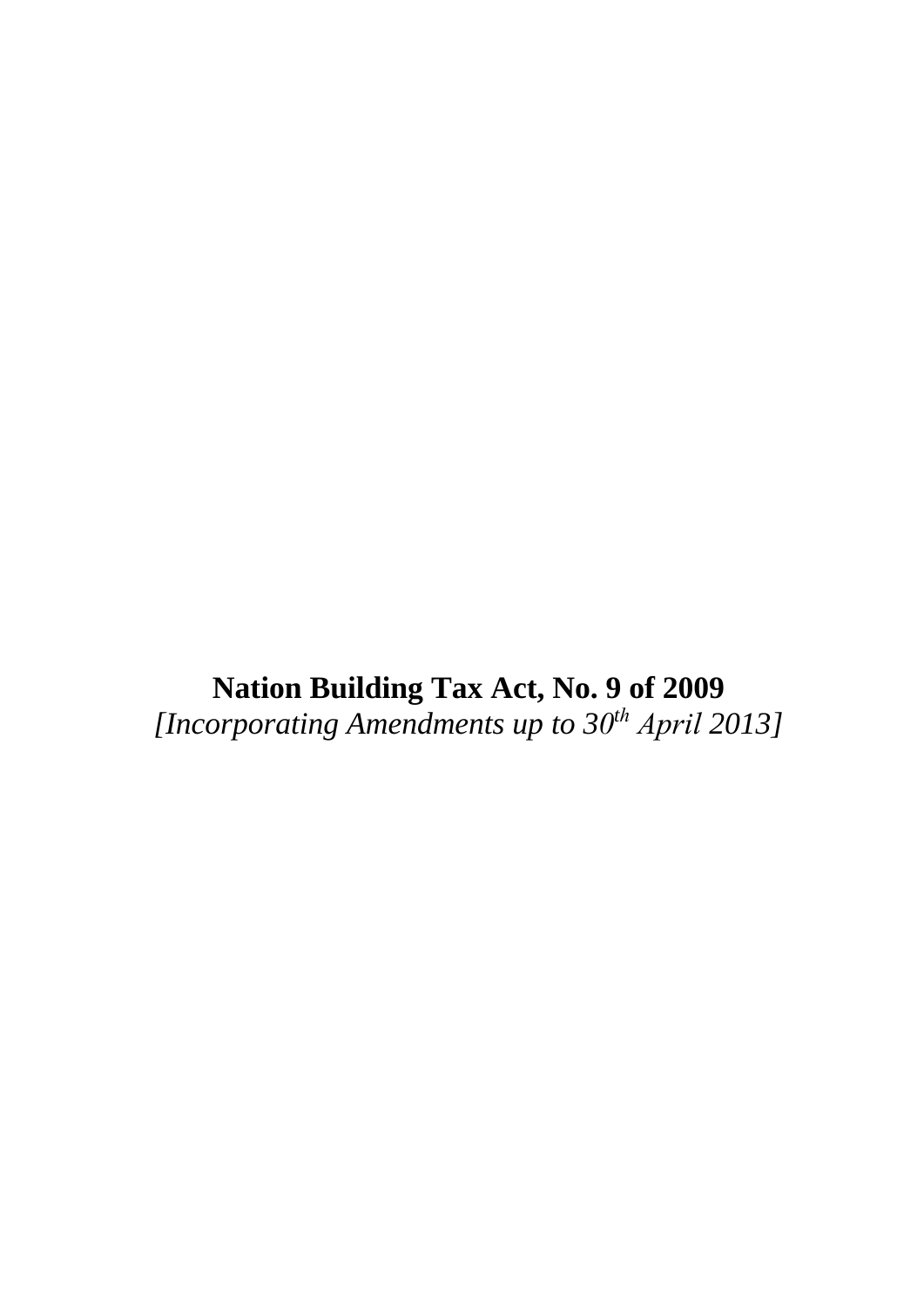# Nation Building Tax Act, No. 9 of 2009

*[Incorporating Amendments up to 30th April 2013]*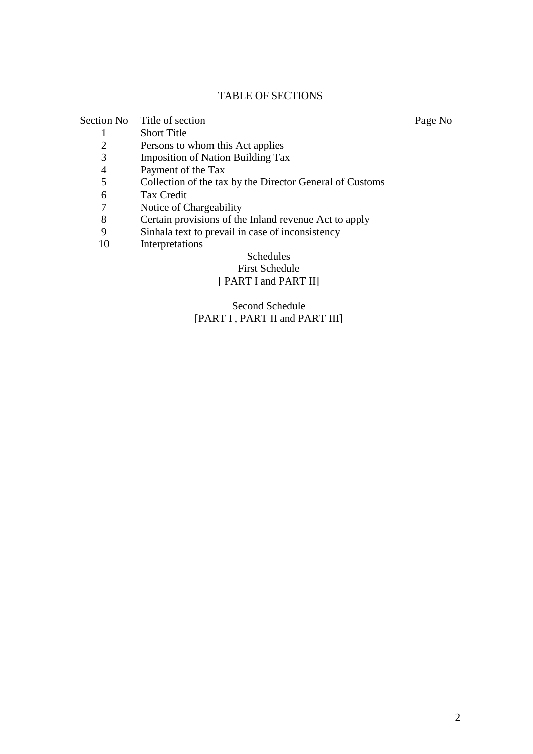# TABLE OF SECTIONS

| Section No | Title of section | Page No |
|---|---|---|
| 1 | Short Title | |
| 2 | Persons to whom this Act applies | |
| 3 | Imposition of Nation Building Tax | |
| 4 | Payment of the Tax | |
| 5 | Collection of the tax by the Director General of Customs | |
| 6 | Tax Credit | |
| 7 | Notice of Chargeability | |
| 8 | Certain provisions of the Inland revenue Act to apply | |
| 9 | Sinhala text to prevail in case of inconsistency | |
| 10 | Interpretations | |

Schedules

First Schedule

[ PART I and PART II]

Second Schedule

[PART I , PART II and PART III]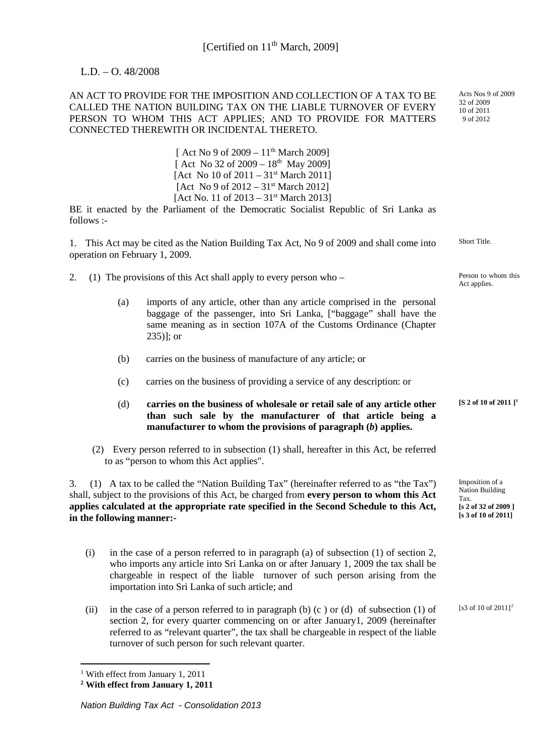[Certified on 11th March, 2009]

L.D. – O. 48/2008

AN ACT TO PROVIDE FOR THE IMPOSITION AND COLLECTION OF A TAX TO BE CALLED THE NATION BUILDING TAX ON THE LIABLE TURNOVER OF EVERY PERSON TO WHOM THIS ACT APPLIES; AND TO PROVIDE FOR MATTERS CONNECTED THEREWITH OR INCIDENTAL THERETO.

Acts Nos 9 of 2009
32 of 2009
10 of 2011
9 of 2012

[ Act No 9 of 2009 – 11th March 2009]
[ Act No 32 of 2009 – 18th May 2009]
[Act No 10 of 2011 – 31st March 2011]
[Act No 9 of 2012 – 31st March 2012]
[Act No. 11 of 2013 – 31st March 2013]

BE it enacted by the Parliament of the Democratic Socialist Republic of Sri Lanka as follows :-

Short Title.

1. This Act may be cited as the Nation Building Tax Act, No 9 of 2009 and shall come into operation on February 1, 2009.

Person to whom this Act applies.

2. (1) The provisions of this Act shall apply to every person who –

(a) imports of any article, other than any article comprised in the personal baggage of the passenger, into Sri Lanka, ["baggage" shall have the same meaning as in section 107A of the Customs Ordinance (Chapter 235)]; or

(b) carries on the business of manufacture of any article; or

(c) carries on the business of providing a service of any description: or

(d) **carries on the business of wholesale or retail sale of any article other than such sale by the manufacturer of that article being a manufacturer to whom the provisions of paragraph (*b*) applies.** **[S 2 of 10 of 2011 ]**[1]

(2) Every person referred to in subsection (1) shall, hereafter in this Act, be referred to as "person to whom this Act applies".

Imposition of a Nation Building Tax. **[s 2 of 32 of 2009 ] [s 3 of 10 of 2011]**

3. (1) A tax to be called the "Nation Building Tax" (hereinafter referred to as "the Tax") shall, subject to the provisions of this Act, be charged from **every person to whom this Act applies calculated at the appropriate rate specified in the Second Schedule to this Act, in the following manner:-**

(i) in the case of a person referred to in paragraph (a) of subsection (1) of section 2, who imports any article into Sri Lanka on or after January 1, 2009 the tax shall be chargeable in respect of the liable turnover of such person arising from the importation into Sri Lanka of such article; and

(ii) in the case of a person referred to in paragraph (b) (c ) or (d) of subsection (1) of section 2, for every quarter commencing on or after January1, 2009 (hereinafter referred to as "relevant quarter", the tax shall be chargeable in respect of the liable turnover of such person for such relevant quarter. [s3 of 10 of 2011][2]

[1] With effect from January 1, 2011

**[2] With effect from January 1, 2011**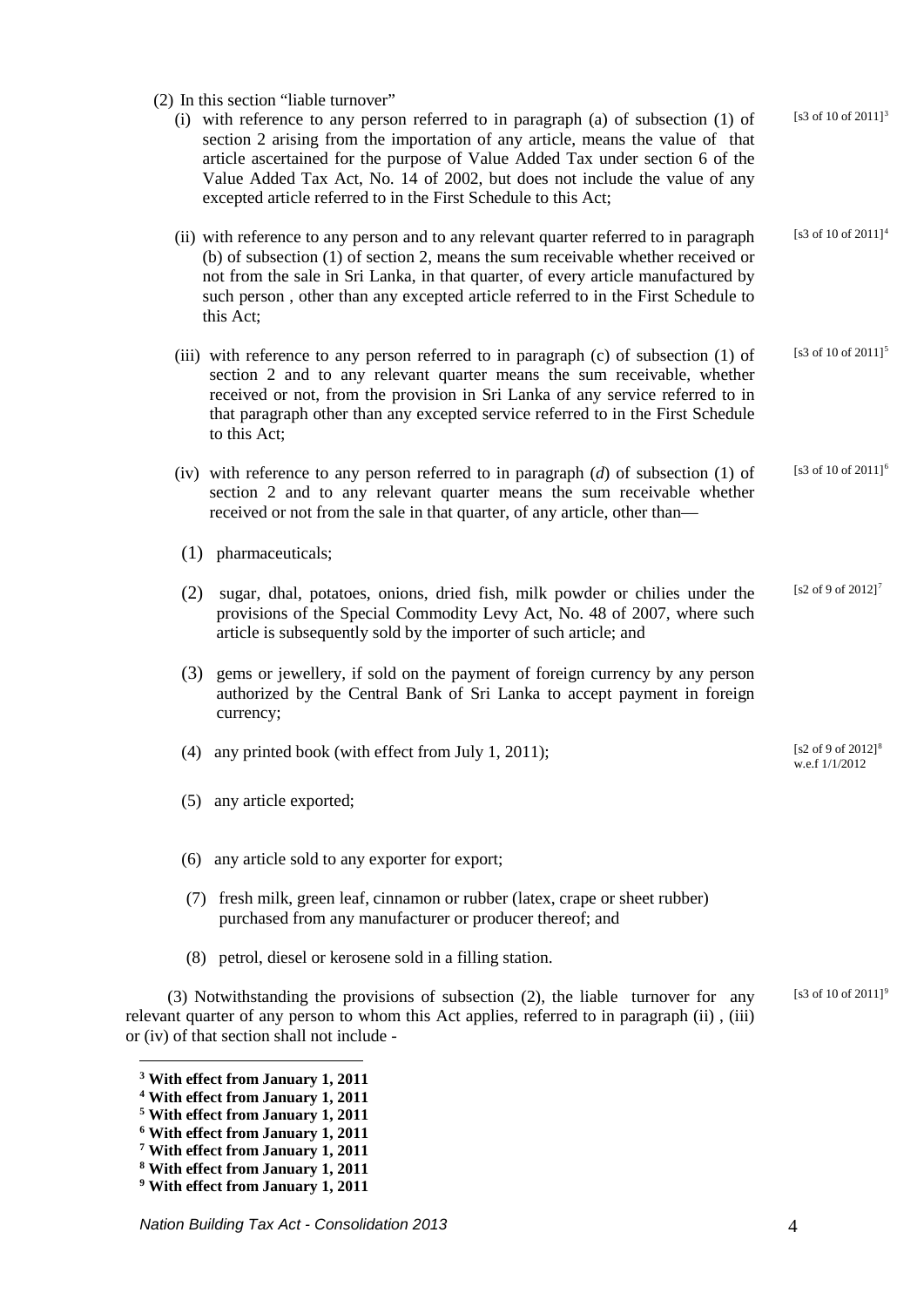(2) In this section "liable turnover"

(i) with reference to any person referred to in paragraph (a) of subsection (1) of section 2 arising from the importation of any article, means the value of that article ascertained for the purpose of Value Added Tax under section 6 of the Value Added Tax Act, No. 14 of 2002, but does not include the value of any excepted article referred to in the First Schedule to this Act; [s3 of 10 of 2011][3]

(ii) with reference to any person and to any relevant quarter referred to in paragraph (b) of subsection (1) of section 2, means the sum receivable whether received or not from the sale in Sri Lanka, in that quarter, of every article manufactured by such person , other than any excepted article referred to in the First Schedule to this Act; [s3 of 10 of 2011][4]

(iii) with reference to any person referred to in paragraph (c) of subsection (1) of section 2 and to any relevant quarter means the sum receivable, whether received or not, from the provision in Sri Lanka of any service referred to in that paragraph other than any excepted service referred to in the First Schedule to this Act; [s3 of 10 of 2011][5]

(iv) with reference to any person referred to in paragraph (*d*) of subsection (1) of section 2 and to any relevant quarter means the sum receivable whether received or not from the sale in that quarter, of any article, other than— [s3 of 10 of 2011][6]

(1) pharmaceuticals;

(2) sugar, dhal, potatoes, onions, dried fish, milk powder or chilies under the provisions of the Special Commodity Levy Act, No. 48 of 2007, where such article is subsequently sold by the importer of such article; and [s2 of 9 of 2012][7]

(3) gems or jewellery, if sold on the payment of foreign currency by any person authorized by the Central Bank of Sri Lanka to accept payment in foreign currency;

(4) any printed book (with effect from July 1, 2011); [s2 of 9 of 2012][8] w.e.f 1/1/2012

(5) any article exported;

(6) any article sold to any exporter for export;

(7) fresh milk, green leaf, cinnamon or rubber (latex, crape or sheet rubber) purchased from any manufacturer or producer thereof; and

(8) petrol, diesel or kerosene sold in a filling station.

(3) Notwithstanding the provisions of subsection (2), the liable turnover for any relevant quarter of any person to whom this Act applies, referred to in paragraph (ii) , (iii) or (iv) of that section shall not include - [s3 of 10 of 2011][9]

---

**[3] With effect from January 1, 2011**
**[4] With effect from January 1, 2011**
**[5] With effect from January 1, 2011**
**[6] With effect from January 1, 2011**
**[7] With effect from January 1, 2011**
**[8] With effect from January 1, 2011**
**[9] With effect from January 1, 2011**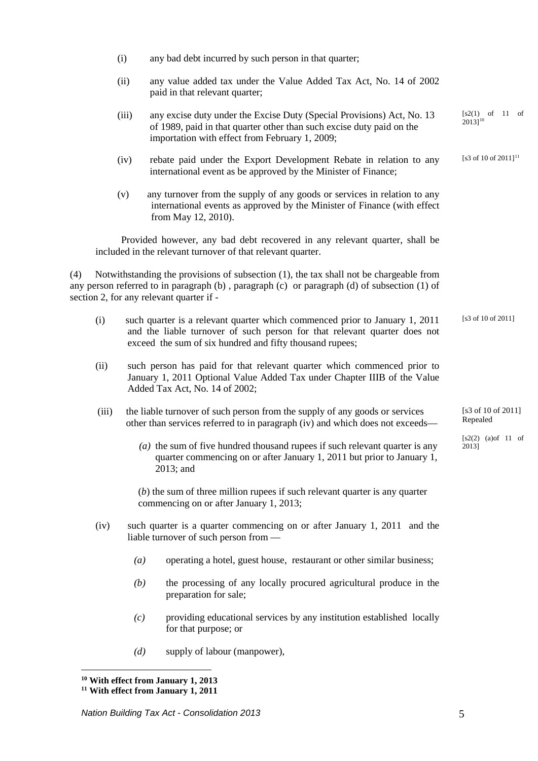(i) any bad debt incurred by such person in that quarter;

(ii) any value added tax under the Value Added Tax Act, No. 14 of 2002 paid in that relevant quarter;

(iii) any excise duty under the Excise Duty (Special Provisions) Act, No. 13 of 1989, paid in that quarter other than such excise duty paid on the importation with effect from February 1, 2009; [s2(1) of 11 of 2013][10]

(iv) rebate paid under the Export Development Rebate in relation to any international event as be approved by the Minister of Finance; [s3 of 10 of 2011][11]

(v) any turnover from the supply of any goods or services in relation to any international events as approved by the Minister of Finance (with effect from May 12, 2010).

Provided however, any bad debt recovered in any relevant quarter, shall be included in the relevant turnover of that relevant quarter.

(4) Notwithstanding the provisions of subsection (1), the tax shall not be chargeable from any person referred to in paragraph (b) , paragraph (c) or paragraph (d) of subsection (1) of section 2, for any relevant quarter if -

(i) such quarter is a relevant quarter which commenced prior to January 1, 2011 and the liable turnover of such person for that relevant quarter does not exceed the sum of six hundred and fifty thousand rupees; [s3 of 10 of 2011]

(ii) such person has paid for that relevant quarter which commenced prior to January 1, 2011 Optional Value Added Tax under Chapter IIIB of the Value Added Tax Act, No. 14 of 2002;

(iii) the liable turnover of such person from the supply of any goods or services other than services referred to in paragraph (iv) and which does not exceeds— [s3 of 10 of 2011] Repealed [s2(2) (a)of 11 of 2013]

*(a)* the sum of five hundred thousand rupees if such relevant quarter is any quarter commencing on or after January 1, 2011 but prior to January 1, 2013; and

(*b*) the sum of three million rupees if such relevant quarter is any quarter commencing on or after January 1, 2013;

(iv) such quarter is a quarter commencing on or after January 1, 2011 and the liable turnover of such person from —

*(a)* operating a hotel, guest house, restaurant or other similar business;

*(b)* the processing of any locally procured agricultural produce in the preparation for sale;

*(c)* providing educational services by any institution established locally for that purpose; or

*(d)* supply of labour (manpower),

---

**[10] With effect from January 1, 2013**

**[11] With effect from January 1, 2011**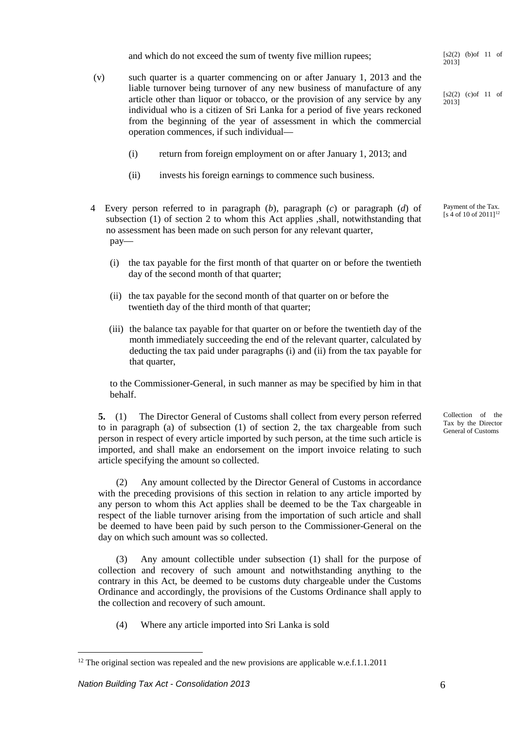and which do not exceed the sum of twenty five million rupees; [s2(2) (b)of 11 of 2013]

(v) such quarter is a quarter commencing on or after January 1, 2013 and the liable turnover being turnover of any new business of manufacture of any article other than liquor or tobacco, or the provision of any service by any individual who is a citizen of Sri Lanka for a period of five years reckoned from the beginning of the year of assessment in which the commercial operation commences, if such individual— [s2(2) (c)of 11 of 2013]

(i) return from foreign employment on or after January 1, 2013; and

(ii) invests his foreign earnings to commence such business.

*Payment of the Tax. [s 4 of 10 of 2011][12]*

4 Every person referred to in paragraph (*b*), paragraph (*c*) or paragraph (*d*) of subsection (1) of section 2 to whom this Act applies ,shall, notwithstanding that no assessment has been made on such person for any relevant quarter, pay—

(i) the tax payable for the first month of that quarter on or before the twentieth day of the second month of that quarter;

(ii) the tax payable for the second month of that quarter on or before the twentieth day of the third month of that quarter;

(iii) the balance tax payable for that quarter on or before the twentieth day of the month immediately succeeding the end of the relevant quarter, calculated by deducting the tax paid under paragraphs (i) and (ii) from the tax payable for that quarter,

to the Commissioner-General, in such manner as may be specified by him in that behalf.

*Collection of the Tax by the Director General of Customs*

**5.** (1) The Director General of Customs shall collect from every person referred to in paragraph (a) of subsection (1) of section 2, the tax chargeable from such person in respect of every article imported by such person, at the time such article is imported, and shall make an endorsement on the import invoice relating to such article specifying the amount so collected.

(2) Any amount collected by the Director General of Customs in accordance with the preceding provisions of this section in relation to any article imported by any person to whom this Act applies shall be deemed to be the Tax chargeable in respect of the liable turnover arising from the importation of such article and shall be deemed to have been paid by such person to the Commissioner-General on the day on which such amount was so collected.

(3) Any amount collectible under subsection (1) shall for the purpose of collection and recovery of such amount and notwithstanding anything to the contrary in this Act, be deemed to be customs duty chargeable under the Customs Ordinance and accordingly, the provisions of the Customs Ordinance shall apply to the collection and recovery of such amount.

(4) Where any article imported into Sri Lanka is sold

---

[12] The original section was repealed and the new provisions are applicable w.e.f.1.1.2011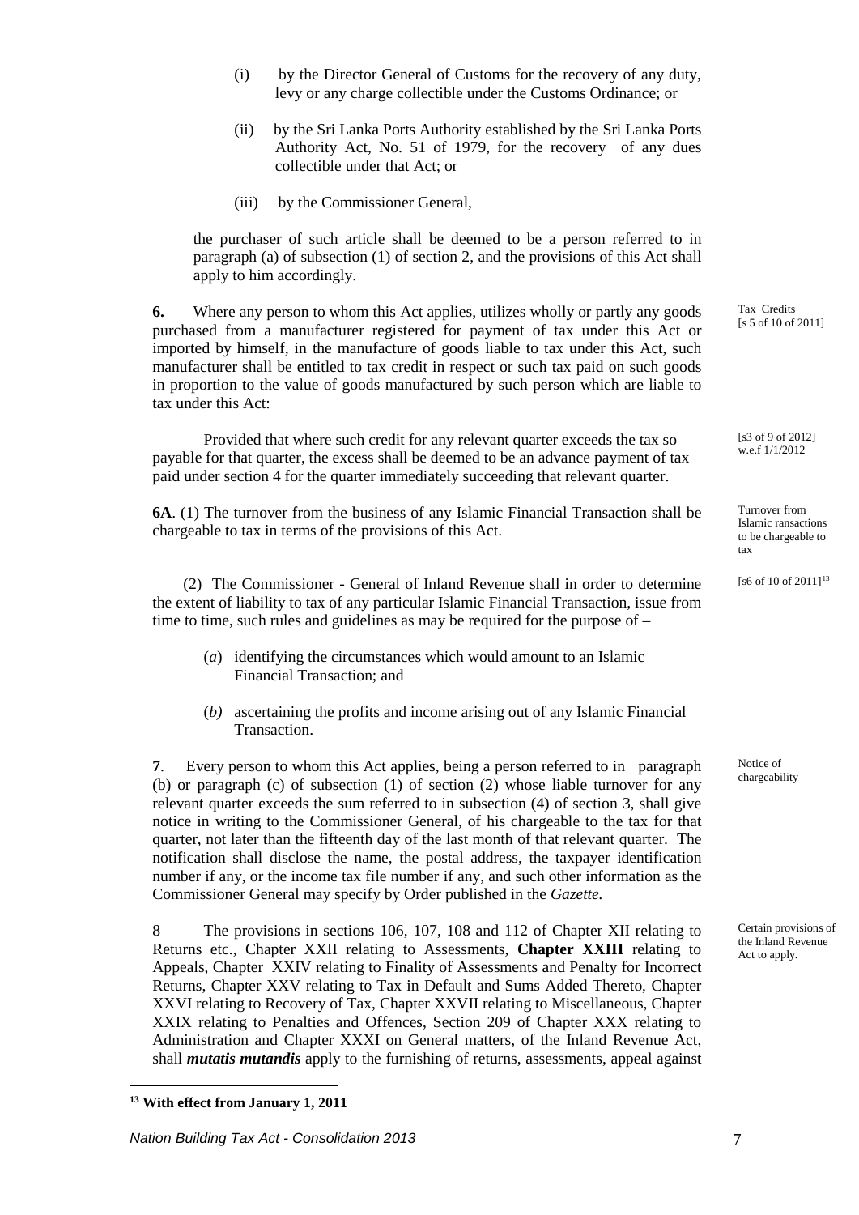(i) by the Director General of Customs for the recovery of any duty, levy or any charge collectible under the Customs Ordinance; or

(ii) by the Sri Lanka Ports Authority established by the Sri Lanka Ports Authority Act, No. 51 of 1979, for the recovery of any dues collectible under that Act; or

(iii) by the Commissioner General,

the purchaser of such article shall be deemed to be a person referred to in paragraph (a) of subsection (1) of section 2, and the provisions of this Act shall apply to him accordingly.

Tax Credits [s 5 of 10 of 2011]

**6.** Where any person to whom this Act applies, utilizes wholly or partly any goods purchased from a manufacturer registered for payment of tax under this Act or imported by himself, in the manufacture of goods liable to tax under this Act, such manufacturer shall be entitled to tax credit in respect or such tax paid on such goods in proportion to the value of goods manufactured by such person which are liable to tax under this Act:

[s3 of 9 of 2012] w.e.f 1/1/2012

Provided that where such credit for any relevant quarter exceeds the tax so payable for that quarter, the excess shall be deemed to be an advance payment of tax paid under section 4 for the quarter immediately succeeding that relevant quarter.

Turnover from Islamic ransactions to be chargeable to tax

**6A**. (1) The turnover from the business of any Islamic Financial Transaction shall be chargeable to tax in terms of the provisions of this Act.

[s6 of 10 of 2011][13]

(2) The Commissioner - General of Inland Revenue shall in order to determine the extent of liability to tax of any particular Islamic Financial Transaction, issue from time to time, such rules and guidelines as may be required for the purpose of –

(*a*) identifying the circumstances which would amount to an Islamic Financial Transaction; and

(*b)* ascertaining the profits and income arising out of any Islamic Financial Transaction.

Notice of chargeability

**7**. Every person to whom this Act applies, being a person referred to in paragraph (b) or paragraph (c) of subsection (1) of section (2) whose liable turnover for any relevant quarter exceeds the sum referred to in subsection (4) of section 3, shall give notice in writing to the Commissioner General, of his chargeable to the tax for that quarter, not later than the fifteenth day of the last month of that relevant quarter. The notification shall disclose the name, the postal address, the taxpayer identification number if any, or the income tax file number if any, and such other information as the Commissioner General may specify by Order published in the *Gazette.*

Certain provisions of the Inland Revenue Act to apply.

8 The provisions in sections 106, 107, 108 and 112 of Chapter XII relating to Returns etc., Chapter XXII relating to Assessments, **Chapter XXIII** relating to Appeals, Chapter XXIV relating to Finality of Assessments and Penalty for Incorrect Returns, Chapter XXV relating to Tax in Default and Sums Added Thereto, Chapter XXVI relating to Recovery of Tax, Chapter XXVII relating to Miscellaneous, Chapter XXIX relating to Penalties and Offences, Section 209 of Chapter XXX relating to Administration and Chapter XXXI on General matters, of the Inland Revenue Act, shall ***mutatis mutandis*** apply to the furnishing of returns, assessments, appeal against

---

[13] **With effect from January 1, 2011**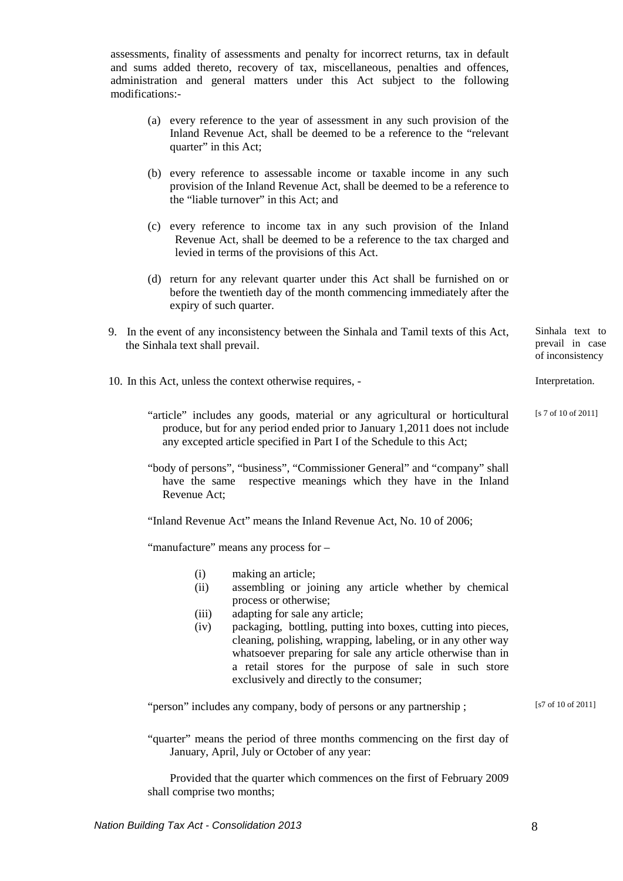assessments, finality of assessments and penalty for incorrect returns, tax in default and sums added thereto, recovery of tax, miscellaneous, penalties and offences, administration and general matters under this Act subject to the following modifications:-

(a) every reference to the year of assessment in any such provision of the Inland Revenue Act, shall be deemed to be a reference to the "relevant quarter" in this Act;

(b) every reference to assessable income or taxable income in any such provision of the Inland Revenue Act, shall be deemed to be a reference to the "liable turnover" in this Act; and

(c) every reference to income tax in any such provision of the Inland Revenue Act, shall be deemed to be a reference to the tax charged and levied in terms of the provisions of this Act.

(d) return for any relevant quarter under this Act shall be furnished on or before the twentieth day of the month commencing immediately after the expiry of such quarter.

*Sinhala text to prevail in case of inconsistency*

9. In the event of any inconsistency between the Sinhala and Tamil texts of this Act, the Sinhala text shall prevail.

*Interpretation.*

10. In this Act, unless the context otherwise requires, -

[s 7 of 10 of 2011]

"article" includes any goods, material or any agricultural or horticultural produce, but for any period ended prior to January 1,2011 does not include any excepted article specified in Part I of the Schedule to this Act;

"body of persons", "business", "Commissioner General" and "company" shall have the same respective meanings which they have in the Inland Revenue Act;

"Inland Revenue Act" means the Inland Revenue Act, No. 10 of 2006;

"manufacture" means any process for –

(i) making an article;
(ii) assembling or joining any article whether by chemical process or otherwise;
(iii) adapting for sale any article;
(iv) packaging, bottling, putting into boxes, cutting into pieces, cleaning, polishing, wrapping, labeling, or in any other way whatsoever preparing for sale any article otherwise than in a retail stores for the purpose of sale in such store exclusively and directly to the consumer;

[s7 of 10 of 2011]

"person" includes any company, body of persons or any partnership ;

"quarter" means the period of three months commencing on the first day of January, April, July or October of any year:

Provided that the quarter which commences on the first of February 2009 shall comprise two months;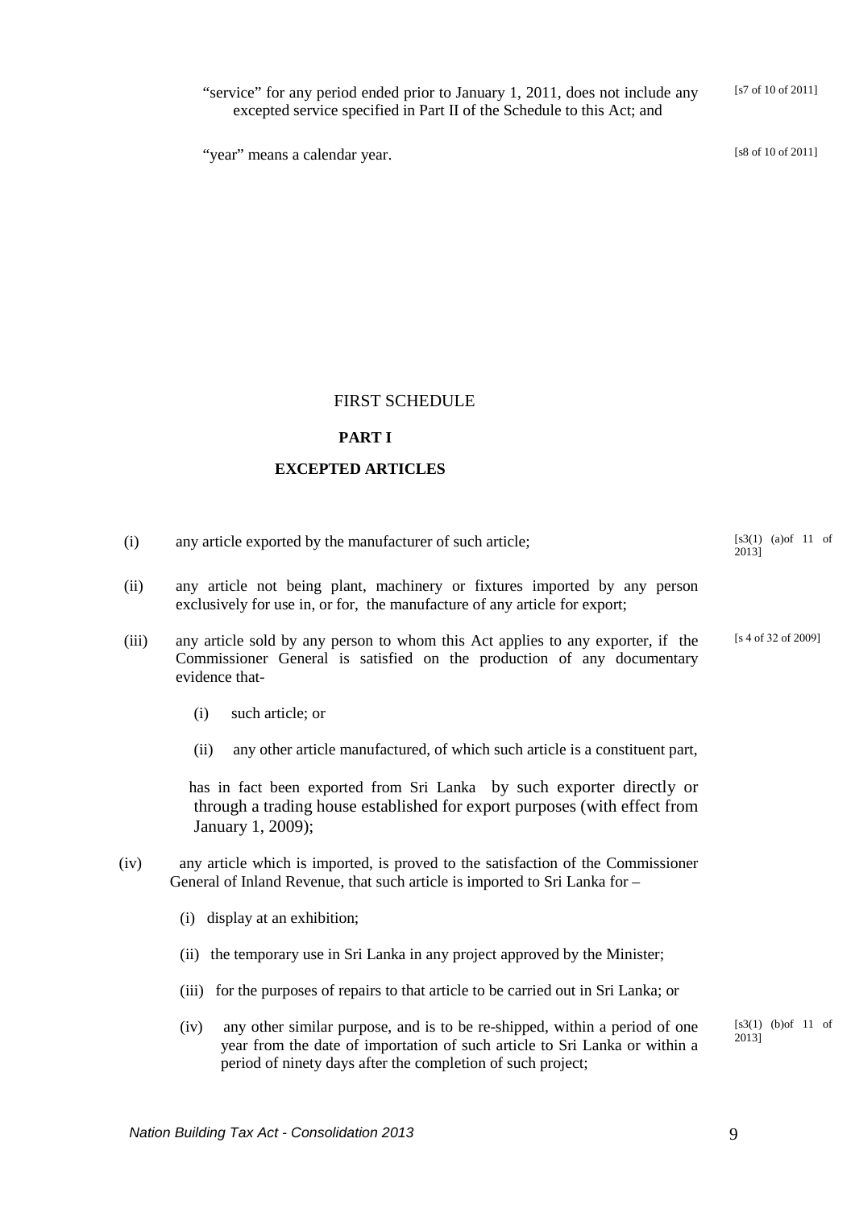"service" for any period ended prior to January 1, 2011, does not include any excepted service specified in Part II of the Schedule to this Act; and [s7 of 10 of 2011]

"year" means a calendar year. [s8 of 10 of 2011]

## FIRST SCHEDULE

### PART I

### EXCEPTED ARTICLES

(i) any article exported by the manufacturer of such article; [s3(1) (a)of 11 of 2013]

(ii) any article not being plant, machinery or fixtures imported by any person exclusively for use in, or for, the manufacture of any article for export;

(iii) any article sold by any person to whom this Act applies to any exporter, if the Commissioner General is satisfied on the production of any documentary evidence that- [s 4 of 32 of 2009]

  (i) such article; or

  (ii) any other article manufactured, of which such article is a constituent part,

  has in fact been exported from Sri Lanka by such exporter directly or through a trading house established for export purposes (with effect from January 1, 2009);

(iv) any article which is imported, is proved to the satisfaction of the Commissioner General of Inland Revenue, that such article is imported to Sri Lanka for –

  (i) display at an exhibition;

  (ii) the temporary use in Sri Lanka in any project approved by the Minister;

  (iii) for the purposes of repairs to that article to be carried out in Sri Lanka; or

  (iv) any other similar purpose, and is to be re-shipped, within a period of one year from the date of importation of such article to Sri Lanka or within a period of ninety days after the completion of such project; [s3(1) (b)of 11 of 2013]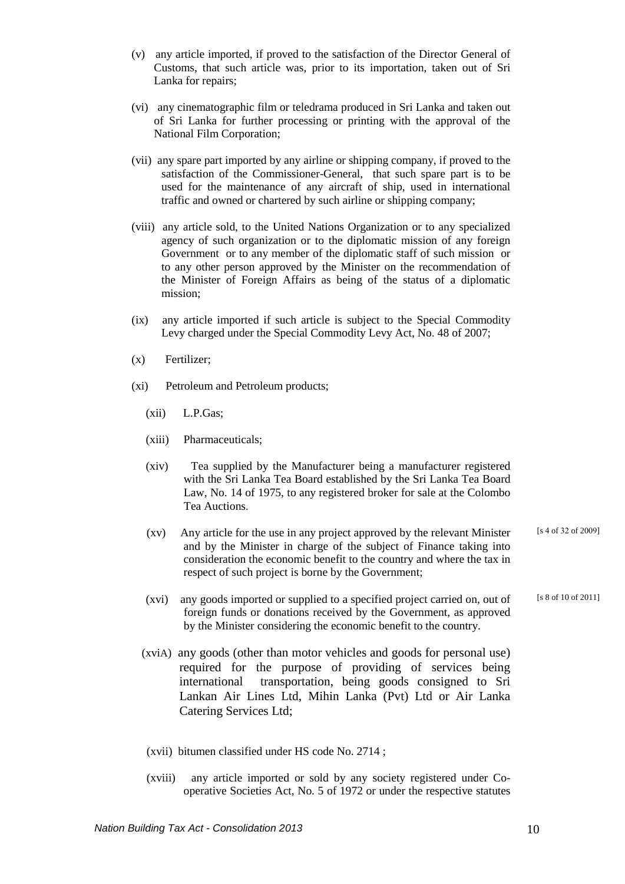(v) any article imported, if proved to the satisfaction of the Director General of Customs, that such article was, prior to its importation, taken out of Sri Lanka for repairs;

(vi) any cinematographic film or teledrama produced in Sri Lanka and taken out of Sri Lanka for further processing or printing with the approval of the National Film Corporation;

(vii) any spare part imported by any airline or shipping company, if proved to the satisfaction of the Commissioner-General, that such spare part is to be used for the maintenance of any aircraft of ship, used in international traffic and owned or chartered by such airline or shipping company;

(viii) any article sold, to the United Nations Organization or to any specialized agency of such organization or to the diplomatic mission of any foreign Government or to any member of the diplomatic staff of such mission or to any other person approved by the Minister on the recommendation of the Minister of Foreign Affairs as being of the status of a diplomatic mission;

(ix) any article imported if such article is subject to the Special Commodity Levy charged under the Special Commodity Levy Act, No. 48 of 2007;

(x) Fertilizer;

(xi) Petroleum and Petroleum products;

(xii) L.P.Gas;

(xiii) Pharmaceuticals;

(xiv) Tea supplied by the Manufacturer being a manufacturer registered with the Sri Lanka Tea Board established by the Sri Lanka Tea Board Law, No. 14 of 1975, to any registered broker for sale at the Colombo Tea Auctions.

(xv) Any article for the use in any project approved by the relevant Minister and by the Minister in charge of the subject of Finance taking into consideration the economic benefit to the country and where the tax in respect of such project is borne by the Government; [s 4 of 32 of 2009]

(xvi) any goods imported or supplied to a specified project carried on, out of foreign funds or donations received by the Government, as approved by the Minister considering the economic benefit to the country. [s 8 of 10 of 2011]

(xviA) any goods (other than motor vehicles and goods for personal use) required for the purpose of providing of services being international transportation, being goods consigned to Sri Lankan Air Lines Ltd, Mihin Lanka (Pvt) Ltd or Air Lanka Catering Services Ltd;

(xvii) bitumen classified under HS code No. 2714 ;

(xviii) any article imported or sold by any society registered under Co-operative Societies Act, No. 5 of 1972 or under the respective statutes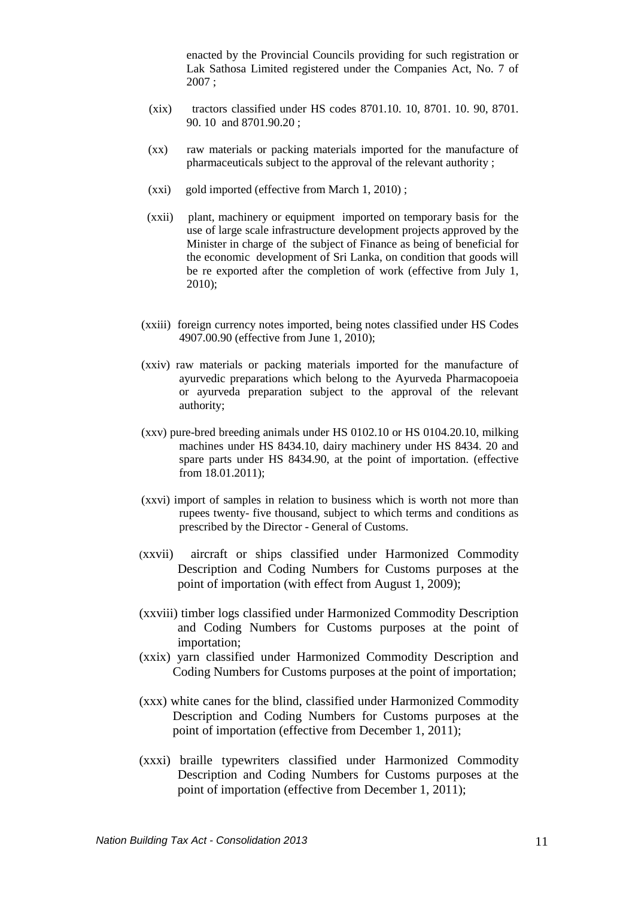enacted by the Provincial Councils providing for such registration or Lak Sathosa Limited registered under the Companies Act, No. 7 of 2007 ;

(xix) tractors classified under HS codes 8701.10. 10, 8701. 10. 90, 8701. 90. 10 and 8701.90.20 ;

(xx) raw materials or packing materials imported for the manufacture of pharmaceuticals subject to the approval of the relevant authority ;

(xxi) gold imported (effective from March 1, 2010) ;

(xxii) plant, machinery or equipment imported on temporary basis for the use of large scale infrastructure development projects approved by the Minister in charge of the subject of Finance as being of beneficial for the economic development of Sri Lanka, on condition that goods will be re exported after the completion of work (effective from July 1, 2010);

(xxiii) foreign currency notes imported, being notes classified under HS Codes 4907.00.90 (effective from June 1, 2010);

(xxiv) raw materials or packing materials imported for the manufacture of ayurvedic preparations which belong to the Ayurveda Pharmacopoeia or ayurveda preparation subject to the approval of the relevant authority;

(xxv) pure-bred breeding animals under HS 0102.10 or HS 0104.20.10, milking machines under HS 8434.10, dairy machinery under HS 8434. 20 and spare parts under HS 8434.90, at the point of importation. (effective from 18.01.2011);

(xxvi) import of samples in relation to business which is worth not more than rupees twenty- five thousand, subject to which terms and conditions as prescribed by the Director - General of Customs.

(xxvii) aircraft or ships classified under Harmonized Commodity Description and Coding Numbers for Customs purposes at the point of importation (with effect from August 1, 2009);

(xxviii) timber logs classified under Harmonized Commodity Description and Coding Numbers for Customs purposes at the point of importation;

(xxix) yarn classified under Harmonized Commodity Description and Coding Numbers for Customs purposes at the point of importation;

(xxx) white canes for the blind, classified under Harmonized Commodity Description and Coding Numbers for Customs purposes at the point of importation (effective from December 1, 2011);

(xxxi) braille typewriters classified under Harmonized Commodity Description and Coding Numbers for Customs purposes at the point of importation (effective from December 1, 2011);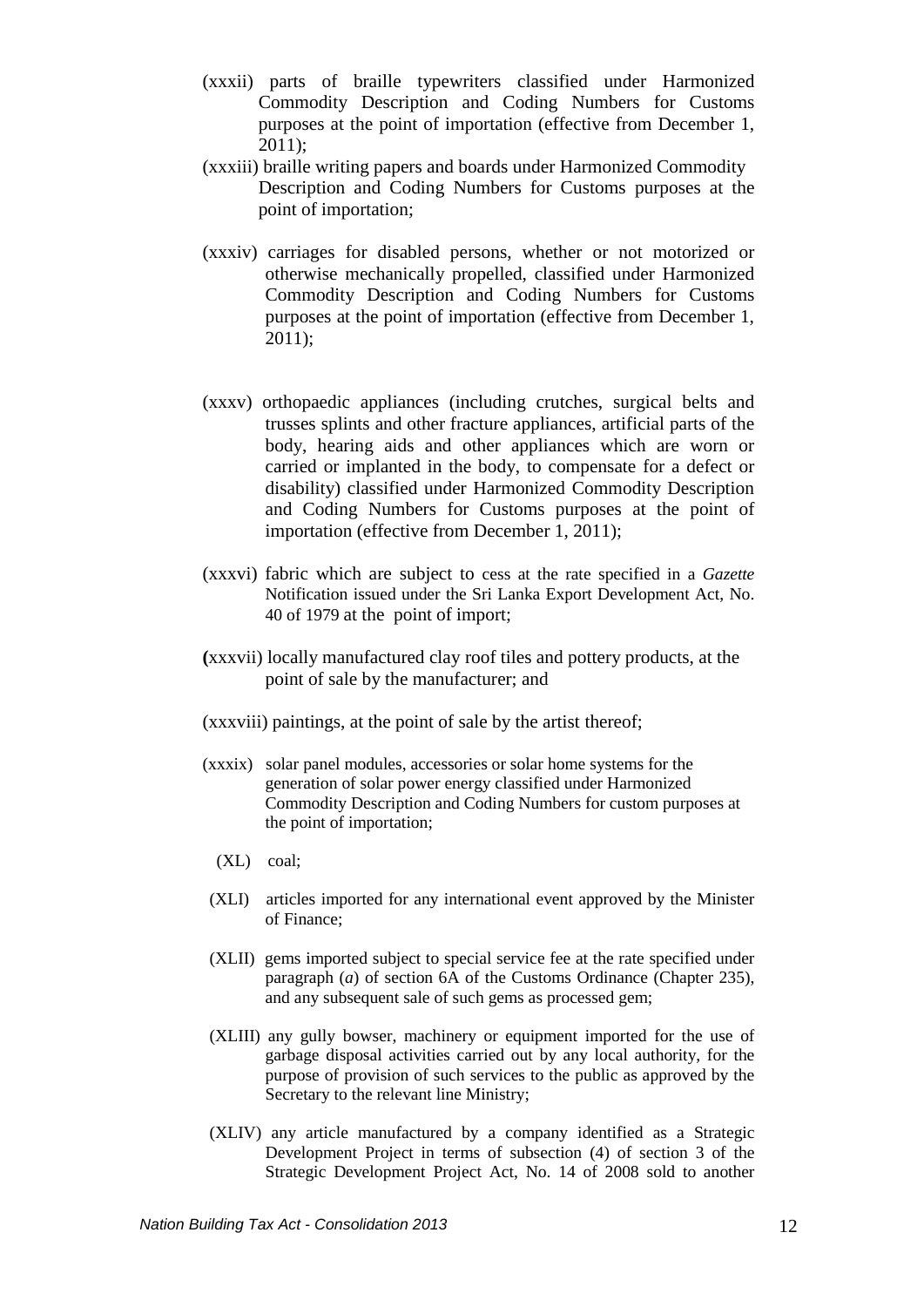(xxxii) parts of braille typewriters classified under Harmonized Commodity Description and Coding Numbers for Customs purposes at the point of importation (effective from December 1, 2011);

(xxxiii) braille writing papers and boards under Harmonized Commodity Description and Coding Numbers for Customs purposes at the point of importation;

(xxxiv) carriages for disabled persons, whether or not motorized or otherwise mechanically propelled, classified under Harmonized Commodity Description and Coding Numbers for Customs purposes at the point of importation (effective from December 1, 2011);

(xxxv) orthopaedic appliances (including crutches, surgical belts and trusses splints and other fracture appliances, artificial parts of the body, hearing aids and other appliances which are worn or carried or implanted in the body, to compensate for a defect or disability) classified under Harmonized Commodity Description and Coding Numbers for Customs purposes at the point of importation (effective from December 1, 2011);

(xxxvi) fabric which are subject to cess at the rate specified in a *Gazette* Notification issued under the Sri Lanka Export Development Act, No. 40 of 1979 at the point of import;

(xxxvii) locally manufactured clay roof tiles and pottery products, at the point of sale by the manufacturer; and

(xxxviii) paintings, at the point of sale by the artist thereof;

(xxxix) solar panel modules, accessories or solar home systems for the generation of solar power energy classified under Harmonized Commodity Description and Coding Numbers for custom purposes at the point of importation;

(XL) coal;

(XLI) articles imported for any international event approved by the Minister of Finance;

(XLII) gems imported subject to special service fee at the rate specified under paragraph (*a*) of section 6A of the Customs Ordinance (Chapter 235), and any subsequent sale of such gems as processed gem;

(XLIII) any gully bowser, machinery or equipment imported for the use of garbage disposal activities carried out by any local authority, for the purpose of provision of such services to the public as approved by the Secretary to the relevant line Ministry;

(XLIV) any article manufactured by a company identified as a Strategic Development Project in terms of subsection (4) of section 3 of the Strategic Development Project Act, No. 14 of 2008 sold to another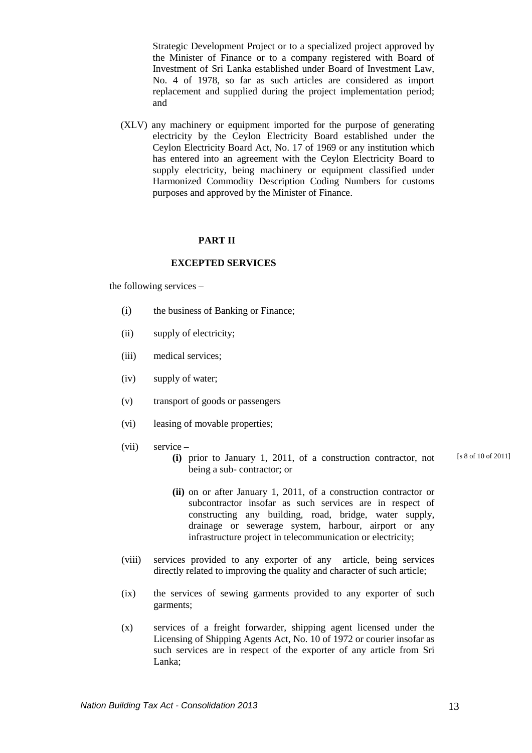Strategic Development Project or to a specialized project approved by the Minister of Finance or to a company registered with Board of Investment of Sri Lanka established under Board of Investment Law, No. 4 of 1978, so far as such articles are considered as import replacement and supplied during the project implementation period; and

(XLV) any machinery or equipment imported for the purpose of generating electricity by the Ceylon Electricity Board established under the Ceylon Electricity Board Act, No. 17 of 1969 or any institution which has entered into an agreement with the Ceylon Electricity Board to supply electricity, being machinery or equipment classified under Harmonized Commodity Description Coding Numbers for customs purposes and approved by the Minister of Finance.

## PART II

## EXCEPTED SERVICES

the following services –

(i) the business of Banking or Finance;

(ii) supply of electricity;

(iii) medical services;

(iv) supply of water;

(v) transport of goods or passengers

(vi) leasing of movable properties;

(vii) service –

**(i)** prior to January 1, 2011, of a construction contractor, not being a sub- contractor; or

[s 8 of 10 of 2011]

**(ii)** on or after January 1, 2011, of a construction contractor or subcontractor insofar as such services are in respect of constructing any building, road, bridge, water supply, drainage or sewerage system, harbour, airport or any infrastructure project in telecommunication or electricity;

(viii) services provided to any exporter of any article, being services directly related to improving the quality and character of such article;

(ix) the services of sewing garments provided to any exporter of such garments;

(x) services of a freight forwarder, shipping agent licensed under the Licensing of Shipping Agents Act, No. 10 of 1972 or courier insofar as such services are in respect of the exporter of any article from Sri Lanka;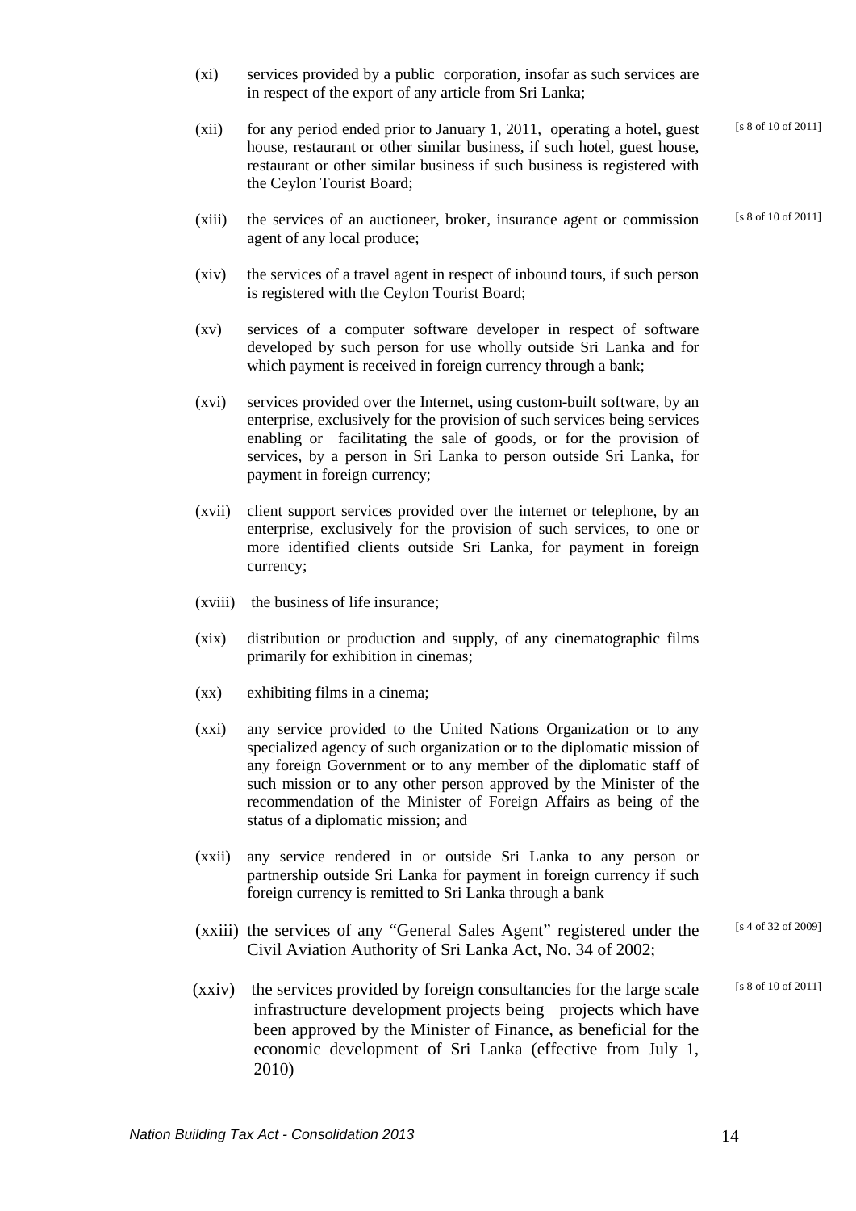(xi) services provided by a public corporation, insofar as such services are in respect of the export of any article from Sri Lanka;

(xii) for any period ended prior to January 1, 2011, operating a hotel, guest house, restaurant or other similar business, if such hotel, guest house, restaurant or other similar business if such business is registered with the Ceylon Tourist Board; [s 8 of 10 of 2011]

(xiii) the services of an auctioneer, broker, insurance agent or commission agent of any local produce; [s 8 of 10 of 2011]

(xiv) the services of a travel agent in respect of inbound tours, if such person is registered with the Ceylon Tourist Board;

(xv) services of a computer software developer in respect of software developed by such person for use wholly outside Sri Lanka and for which payment is received in foreign currency through a bank;

(xvi) services provided over the Internet, using custom-built software, by an enterprise, exclusively for the provision of such services being services enabling or facilitating the sale of goods, or for the provision of services, by a person in Sri Lanka to person outside Sri Lanka, for payment in foreign currency;

(xvii) client support services provided over the internet or telephone, by an enterprise, exclusively for the provision of such services, to one or more identified clients outside Sri Lanka, for payment in foreign currency;

(xviii) the business of life insurance;

(xix) distribution or production and supply, of any cinematographic films primarily for exhibition in cinemas;

(xx) exhibiting films in a cinema;

(xxi) any service provided to the United Nations Organization or to any specialized agency of such organization or to the diplomatic mission of any foreign Government or to any member of the diplomatic staff of such mission or to any other person approved by the Minister of the recommendation of the Minister of Foreign Affairs as being of the status of a diplomatic mission; and

(xxii) any service rendered in or outside Sri Lanka to any person or partnership outside Sri Lanka for payment in foreign currency if such foreign currency is remitted to Sri Lanka through a bank

(xxiii) the services of any "General Sales Agent" registered under the Civil Aviation Authority of Sri Lanka Act, No. 34 of 2002; [s 4 of 32 of 2009]

(xxiv) the services provided by foreign consultancies for the large scale infrastructure development projects being projects which have been approved by the Minister of Finance, as beneficial for the economic development of Sri Lanka (effective from July 1, 2010) [s 8 of 10 of 2011]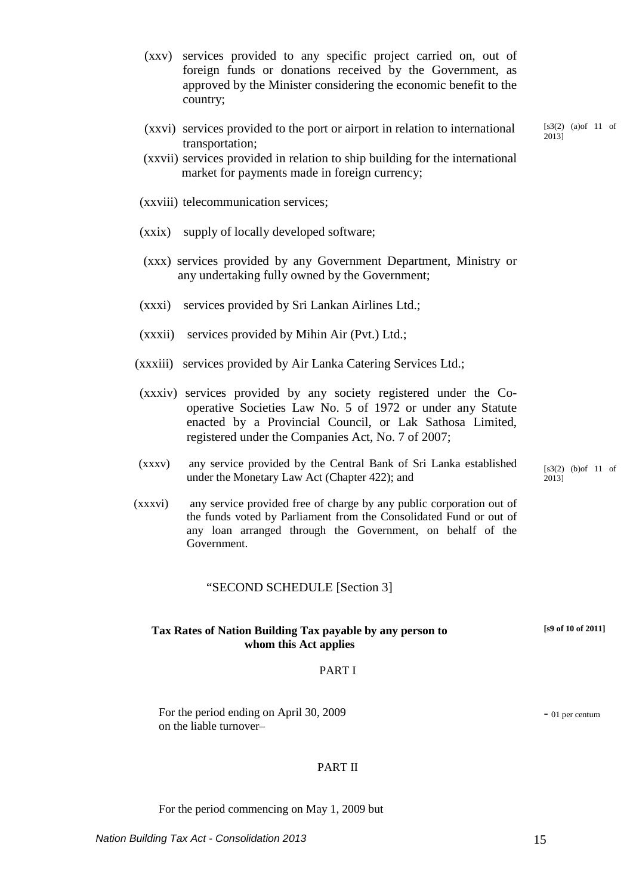(xxv) services provided to any specific project carried on, out of foreign funds or donations received by the Government, as approved by the Minister considering the economic benefit to the country;

(xxvi) services provided to the port or airport in relation to international transportation; [s3(2) (a)of 11 of 2013]

(xxvii) services provided in relation to ship building for the international market for payments made in foreign currency;

(xxviii) telecommunication services;

(xxix) supply of locally developed software;

(xxx) services provided by any Government Department, Ministry or any undertaking fully owned by the Government;

(xxxi) services provided by Sri Lankan Airlines Ltd.;

(xxxii) services provided by Mihin Air (Pvt.) Ltd.;

(xxxiii) services provided by Air Lanka Catering Services Ltd.;

(xxxiv) services provided by any society registered under the Co-operative Societies Law No. 5 of 1972 or under any Statute enacted by a Provincial Council, or Lak Sathosa Limited, registered under the Companies Act, No. 7 of 2007;

(xxxv) any service provided by the Central Bank of Sri Lanka established under the Monetary Law Act (Chapter 422); and [s3(2) (b)of 11 of 2013]

(xxxvi) any service provided free of charge by any public corporation out of the funds voted by Parliament from the Consolidated Fund or out of any loan arranged through the Government, on behalf of the Government.

"SECOND SCHEDULE [Section 3]

**Tax Rates of Nation Building Tax payable by any person to whom this Act applies** **[s9 of 10 of 2011]**

PART I

For the period ending on April 30, 2009 on the liable turnover– - 01 per centum

PART II

For the period commencing on May 1, 2009 but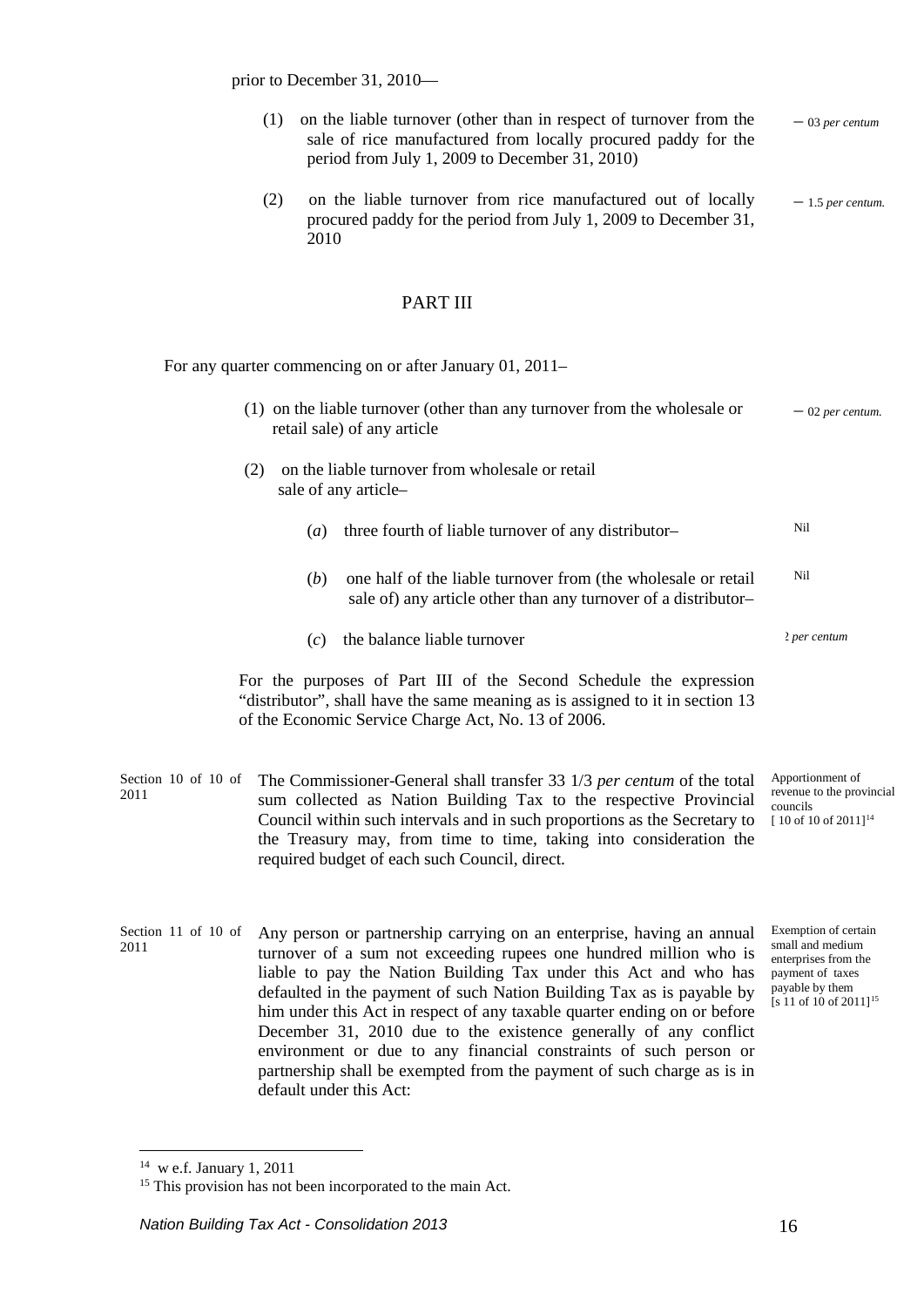prior to December 31, 2010—

| | |
|---|---|
| (1) on the liable turnover (other than in respect of turnover from the sale of rice manufactured from locally procured paddy for the period from July 1, 2009 to December 31, 2010) | – 03 *per centum* |
| (2) on the liable turnover from rice manufactured out of locally procured paddy for the period from July 1, 2009 to December 31, 2010 | – 1.5 *per centum.* |

## PART III

For any quarter commencing on or after January 01, 2011–

| | |
|---|---|
| (1) on the liable turnover (other than any turnover from the wholesale or retail sale) of any article | – 02 *per centum.* |
| (2) on the liable turnover from wholesale or retail sale of any article– | |
| (*a*) three fourth of liable turnover of any distributor– | Nil |
| (*b*) one half of the liable turnover from (the wholesale or retail sale of) any article other than any turnover of a distributor– | Nil |
| (*c*) the balance liable turnover | 2 *per centum* |

For the purposes of Part III of the Second Schedule the expression "distributor", shall have the same meaning as is assigned to it in section 13 of the Economic Service Charge Act, No. 13 of 2006.

Section 10 of 10 of 2011

*Apportionment of revenue to the provincial councils [ 10 of 10 of 2011][14]*

The Commissioner-General shall transfer 33 1/3 *per centum* of the total sum collected as Nation Building Tax to the respective Provincial Council within such intervals and in such proportions as the Secretary to the Treasury may, from time to time, taking into consideration the required budget of each such Council, direct.

Section 11 of 10 of 2011

*Exemption of certain small and medium enterprises from the payment of taxes payable by them [s 11 of 10 of 2011][15]*

Any person or partnership carrying on an enterprise, having an annual turnover of a sum not exceeding rupees one hundred million who is liable to pay the Nation Building Tax under this Act and who has defaulted in the payment of such Nation Building Tax as is payable by him under this Act in respect of any taxable quarter ending on or before December 31, 2010 due to the existence generally of any conflict environment or due to any financial constraints of such person or partnership shall be exempted from the payment of such charge as is in default under this Act:

---

[14] w e.f. January 1, 2011

[15] This provision has not been incorporated to the main Act.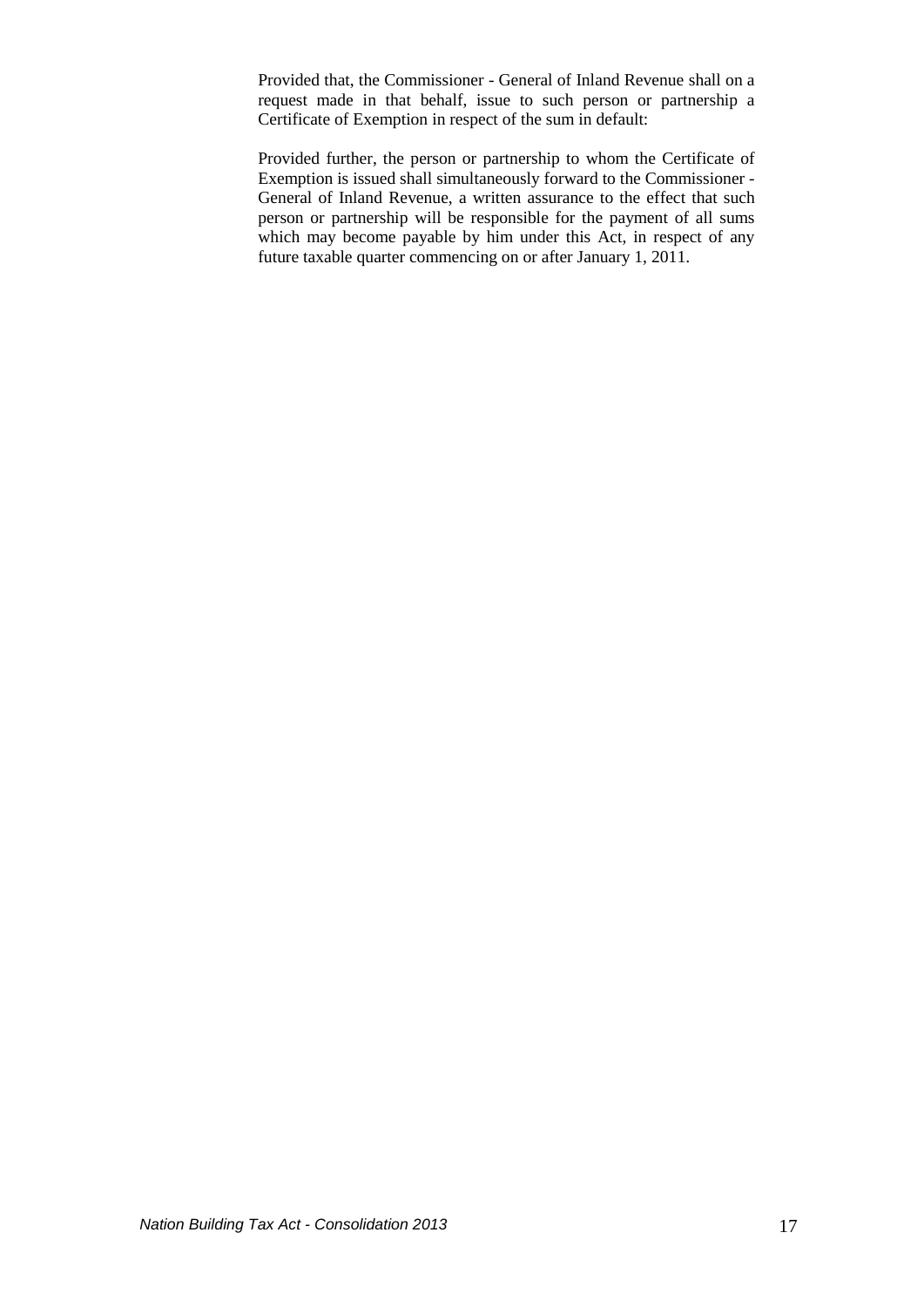Provided that, the Commissioner - General of Inland Revenue shall on a request made in that behalf, issue to such person or partnership a Certificate of Exemption in respect of the sum in default:

Provided further, the person or partnership to whom the Certificate of Exemption is issued shall simultaneously forward to the Commissioner - General of Inland Revenue, a written assurance to the effect that such person or partnership will be responsible for the payment of all sums which may become payable by him under this Act, in respect of any future taxable quarter commencing on or after January 1, 2011.